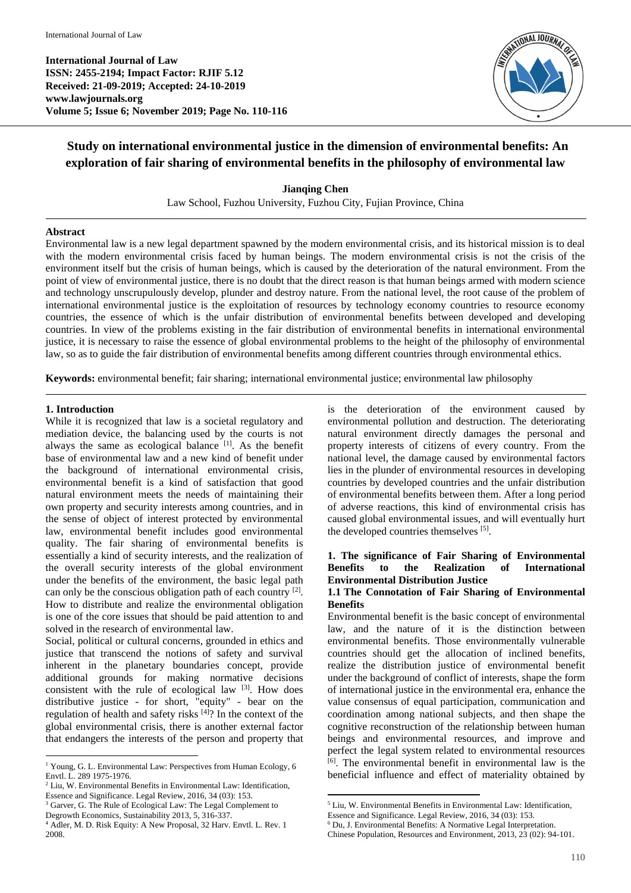International Journal of Law
ISSN: 2455-2194; Impact Factor: RJIF 5.12
Received: 21-09-2019; Accepted: 24-10-2019
www.lawjournals.org
Volume 5; Issue 6; November 2019; Page No. 110-116

# Study on international environmental justice in the dimension of environmental benefits: An exploration of fair sharing of environmental benefits in the philosophy of environmental law

**Jianqing Chen**

Law School, Fuzhou University, Fuzhou City, Fujian Province, China

## Abstract

Environmental law is a new legal department spawned by the modern environmental crisis, and its historical mission is to deal with the modern environmental crisis faced by human beings. The modern environmental crisis is not the crisis of the environment itself but the crisis of human beings, which is caused by the deterioration of the natural environment. From the point of view of environmental justice, there is no doubt that the direct reason is that human beings armed with modern science and technology unscrupulously develop, plunder and destroy nature. From the national level, the root cause of the problem of international environmental justice is the exploitation of resources by technology economy countries to resource economy countries, the essence of which is the unfair distribution of environmental benefits between developed and developing countries. In view of the problems existing in the fair distribution of environmental benefits in international environmental justice, it is necessary to raise the essence of global environmental problems to the height of the philosophy of environmental law, so as to guide the fair distribution of environmental benefits among different countries through environmental ethics.

**Keywords:** environmental benefit; fair sharing; international environmental justice; environmental law philosophy

## 1. Introduction

While it is recognized that law is a societal regulatory and mediation device, the balancing used by the courts is not always the same as ecological balance [1]. As the benefit base of environmental law and a new kind of benefit under the background of international environmental crisis, environmental benefit is a kind of satisfaction that good natural environment meets the needs of maintaining their own property and security interests among countries, and in the sense of object of interest protected by environmental law, environmental benefit includes good environmental quality. The fair sharing of environmental benefits is essentially a kind of security interests, and the realization of the overall security interests of the global environment under the benefits of the environment, the basic legal path can only be the conscious obligation path of each country [2]. How to distribute and realize the environmental obligation is one of the core issues that should be paid attention to and solved in the research of environmental law.

Social, political or cultural concerns, grounded in ethics and justice that transcend the notions of safety and survival inherent in the planetary boundaries concept, provide additional grounds for making normative decisions consistent with the rule of ecological law [3]. How does distributive justice - for short, "equity" - bear on the regulation of health and safety risks [4]? In the context of the global environmental crisis, there is another external factor that endangers the interests of the person and property that is the deterioration of the environment caused by environmental pollution and destruction. The deteriorating natural environment directly damages the personal and property interests of citizens of every country. From the national level, the damage caused by environmental factors lies in the plunder of environmental resources in developing countries by developed countries and the unfair distribution of environmental benefits between them. After a long period of adverse reactions, this kind of environmental crisis has caused global environmental issues, and will eventually hurt the developed countries themselves [5].

## 1. The significance of Fair Sharing of Environmental Benefits to the Realization of International Environmental Distribution Justice

### 1.1 The Connotation of Fair Sharing of Environmental Benefits

Environmental benefit is the basic concept of environmental law, and the nature of it is the distinction between environmental benefits. Those environmentally vulnerable countries should get the allocation of inclined benefits, realize the distribution justice of environmental benefit under the background of conflict of interests, shape the form of international justice in the environmental era, enhance the value consensus of equal participation, communication and coordination among national subjects, and then shape the cognitive reconstruction of the relationship between human beings and environmental resources, and improve and perfect the legal system related to environmental resources [6]. The environmental benefit in environmental law is the beneficial influence and effect of materiality obtained by

---

[1] Young, G. L. Environmental Law: Perspectives from Human Ecology, 6 Envtl. L. 289 1975-1976.

[2] Liu, W. Environmental Benefits in Environmental Law: Identification, Essence and Significance. Legal Review, 2016, 34 (03): 153.

[3] Garver, G. The Rule of Ecological Law: The Legal Complement to Degrowth Economics, Sustainability 2013, 5, 316-337.

[4] Adler, M. D. Risk Equity: A New Proposal, 32 Harv. Envtl. L. Rev. 1 2008.

[5] Liu, W. Environmental Benefits in Environmental Law: Identification, Essence and Significance. Legal Review, 2016, 34 (03): 153.

[6] Du, J. Environmental Benefits: A Normative Legal Interpretation. Chinese Population, Resources and Environment, 2013, 23 (02): 94-101.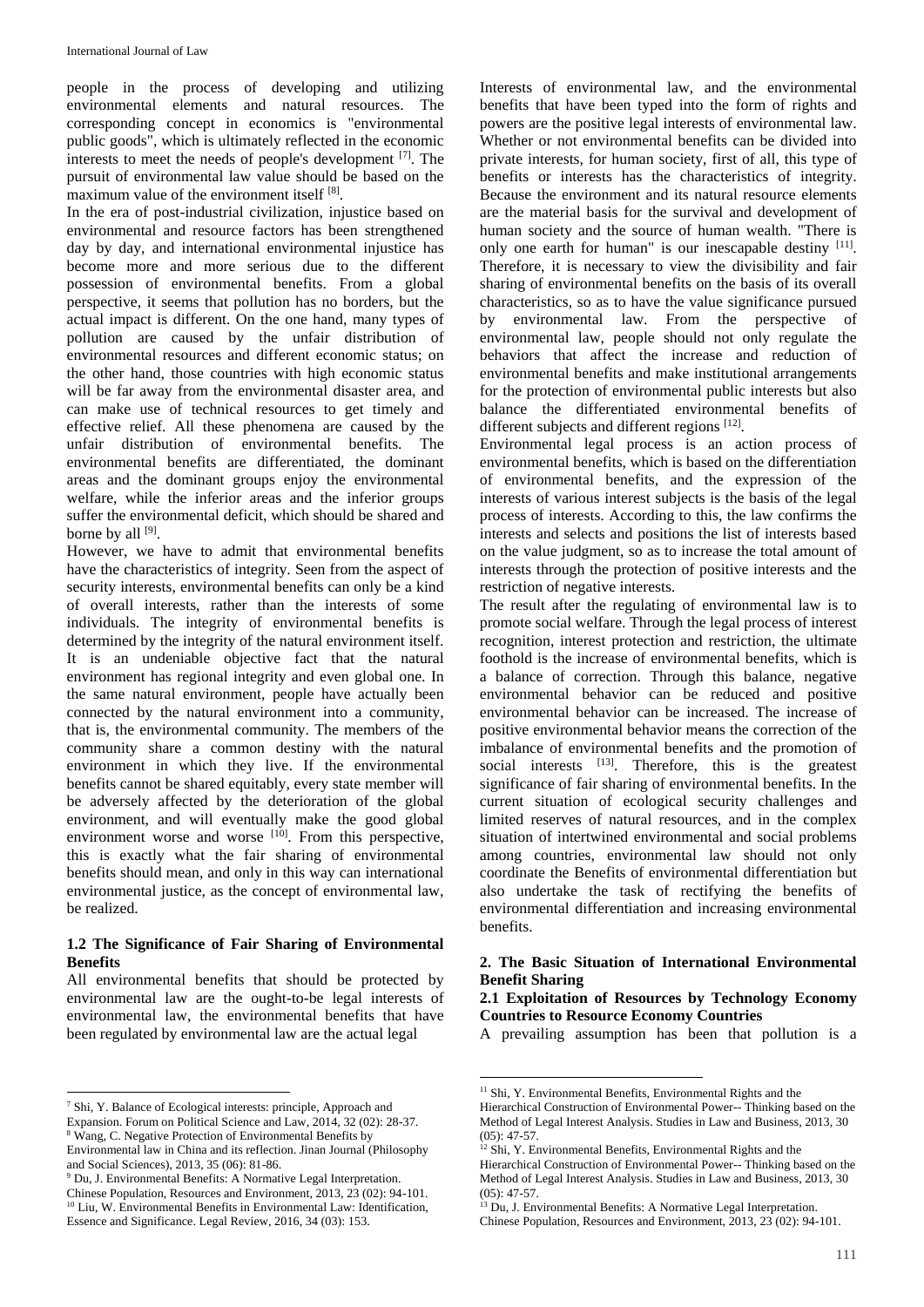people in the process of developing and utilizing environmental elements and natural resources. The corresponding concept in economics is "environmental public goods", which is ultimately reflected in the economic interests to meet the needs of people's development [7]. The pursuit of environmental law value should be based on the maximum value of the environment itself [8].

In the era of post-industrial civilization, injustice based on environmental and resource factors has been strengthened day by day, and international environmental injustice has become more and more serious due to the different possession of environmental benefits. From a global perspective, it seems that pollution has no borders, but the actual impact is different. On the one hand, many types of pollution are caused by the unfair distribution of environmental resources and different economic status; on the other hand, those countries with high economic status will be far away from the environmental disaster area, and can make use of technical resources to get timely and effective relief. All these phenomena are caused by the unfair distribution of environmental benefits. The environmental benefits are differentiated, the dominant areas and the dominant groups enjoy the environmental welfare, while the inferior areas and the inferior groups suffer the environmental deficit, which should be shared and borne by all [9].

However, we have to admit that environmental benefits have the characteristics of integrity. Seen from the aspect of security interests, environmental benefits can only be a kind of overall interests, rather than the interests of some individuals. The integrity of environmental benefits is determined by the integrity of the natural environment itself. It is an undeniable objective fact that the natural environment has regional integrity and even global one. In the same natural environment, people have actually been connected by the natural environment into a community, that is, the environmental community. The members of the community share a common destiny with the natural environment in which they live. If the environmental benefits cannot be shared equitably, every state member will be adversely affected by the deterioration of the global environment, and will eventually make the good global environment worse and worse [10]. From this perspective, this is exactly what the fair sharing of environmental benefits should mean, and only in this way can international environmental justice, as the concept of environmental law, be realized.

### 1.2 The Significance of Fair Sharing of Environmental Benefits

All environmental benefits that should be protected by environmental law are the ought-to-be legal interests of environmental law, the environmental benefits that have been regulated by environmental law are the actual legal Interests of environmental law, and the environmental benefits that have been typed into the form of rights and powers are the positive legal interests of environmental law. Whether or not environmental benefits can be divided into private interests, for human society, first of all, this type of benefits or interests has the characteristics of integrity. Because the environment and its natural resource elements are the material basis for the survival and development of human society and the source of human wealth. "There is only one earth for human" is our inescapable destiny [11]. Therefore, it is necessary to view the divisibility and fair sharing of environmental benefits on the basis of its overall characteristics, so as to have the value significance pursued by environmental law. From the perspective of environmental law, people should not only regulate the behaviors that affect the increase and reduction of environmental benefits and make institutional arrangements for the protection of environmental public interests but also balance the differentiated environmental benefits of different subjects and different regions [12].

Environmental legal process is an action process of environmental benefits, which is based on the differentiation of environmental benefits, and the expression of the interests of various interest subjects is the basis of the legal process of interests. According to this, the law confirms the interests and selects and positions the list of interests based on the value judgment, so as to increase the total amount of interests through the protection of positive interests and the restriction of negative interests.

The result after the regulating of environmental law is to promote social welfare. Through the legal process of interest recognition, interest protection and restriction, the ultimate foothold is the increase of environmental benefits, which is a balance of correction. Through this balance, negative environmental behavior can be reduced and positive environmental behavior can be increased. The increase of positive environmental behavior means the correction of the imbalance of environmental benefits and the promotion of social interests [13]. Therefore, this is the greatest significance of fair sharing of environmental benefits. In the current situation of ecological security challenges and limited reserves of natural resources, and in the complex situation of intertwined environmental and social problems among countries, environmental law should not only coordinate the Benefits of environmental differentiation but also undertake the task of rectifying the benefits of environmental differentiation and increasing environmental benefits.

## 2. The Basic Situation of International Environmental Benefit Sharing

### 2.1 Exploitation of Resources by Technology Economy Countries to Resource Economy Countries

A prevailing assumption has been that pollution is a

---

[7] Shi, Y. Balance of Ecological interests: principle, Approach and Expansion. Forum on Political Science and Law, 2014, 32 (02): 28-37.

[8] Wang, C. Negative Protection of Environmental Benefits by Environmental law in China and its reflection. Jinan Journal (Philosophy and Social Sciences), 2013, 35 (06): 81-86.

[9] Du, J. Environmental Benefits: A Normative Legal Interpretation. Chinese Population, Resources and Environment, 2013, 23 (02): 94-101.

[10] Liu, W. Environmental Benefits in Environmental Law: Identification, Essence and Significance. Legal Review, 2016, 34 (03): 153.

[11] Shi, Y. Environmental Benefits, Environmental Rights and the Hierarchical Construction of Environmental Power-- Thinking based on the Method of Legal Interest Analysis. Studies in Law and Business, 2013, 30 (05): 47-57.

[12] Shi, Y. Environmental Benefits, Environmental Rights and the Hierarchical Construction of Environmental Power-- Thinking based on the Method of Legal Interest Analysis. Studies in Law and Business, 2013, 30 (05): 47-57.

[13] Du, J. Environmental Benefits: A Normative Legal Interpretation. Chinese Population, Resources and Environment, 2013, 23 (02): 94-101.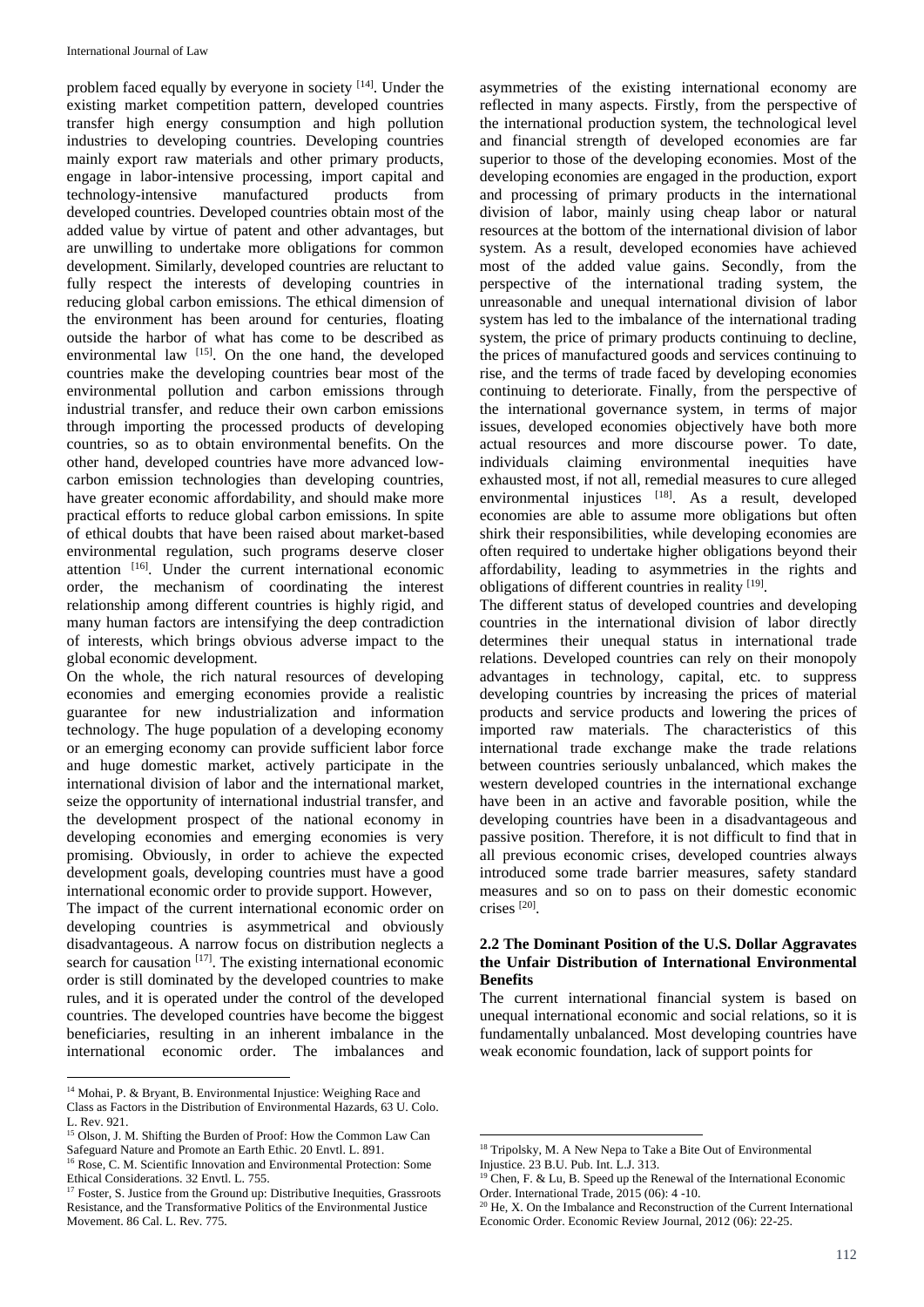problem faced equally by everyone in society [14]. Under the existing market competition pattern, developed countries transfer high energy consumption and high pollution industries to developing countries. Developing countries mainly export raw materials and other primary products, engage in labor-intensive processing, import capital and technology-intensive manufactured products from developed countries. Developed countries obtain most of the added value by virtue of patent and other advantages, but are unwilling to undertake more obligations for common development. Similarly, developed countries are reluctant to fully respect the interests of developing countries in reducing global carbon emissions. The ethical dimension of the environment has been around for centuries, floating outside the harbor of what has come to be described as environmental law [15]. On the one hand, the developed countries make the developing countries bear most of the environmental pollution and carbon emissions through industrial transfer, and reduce their own carbon emissions through importing the processed products of developing countries, so as to obtain environmental benefits. On the other hand, developed countries have more advanced low-carbon emission technologies than developing countries, have greater economic affordability, and should make more practical efforts to reduce global carbon emissions. In spite of ethical doubts that have been raised about market-based environmental regulation, such programs deserve closer attention [16]. Under the current international economic order, the mechanism of coordinating the interest relationship among different countries is highly rigid, and many human factors are intensifying the deep contradiction of interests, which brings obvious adverse impact to the global economic development.

On the whole, the rich natural resources of developing economies and emerging economies provide a realistic guarantee for new industrialization and information technology. The huge population of a developing economy or an emerging economy can provide sufficient labor force and huge domestic market, actively participate in the international division of labor and the international market, seize the opportunity of international industrial transfer, and the development prospect of the national economy in developing economies and emerging economies is very promising. Obviously, in order to achieve the expected development goals, developing countries must have a good international economic order to provide support. However,

The impact of the current international economic order on developing countries is asymmetrical and obviously disadvantageous. A narrow focus on distribution neglects a search for causation [17]. The existing international economic order is still dominated by the developed countries to make rules, and it is operated under the control of the developed countries. The developed countries have become the biggest beneficiaries, resulting in an inherent imbalance in the international economic order. The imbalances and asymmetries of the existing international economy are reflected in many aspects. Firstly, from the perspective of the international production system, the technological level and financial strength of developed economies are far superior to those of the developing economies. Most of the developing economies are engaged in the production, export and processing of primary products in the international division of labor, mainly using cheap labor or natural resources at the bottom of the international division of labor system. As a result, developed economies have achieved most of the added value gains. Secondly, from the perspective of the international trading system, the unreasonable and unequal international division of labor system has led to the imbalance of the international trading system, the price of primary products continuing to decline, the prices of manufactured goods and services continuing to rise, and the terms of trade faced by developing economies continuing to deteriorate. Finally, from the perspective of the international governance system, in terms of major issues, developed economies objectively have both more actual resources and more discourse power. To date, individuals claiming environmental inequities have exhausted most, if not all, remedial measures to cure alleged environmental injustices [18]. As a result, developed economies are able to assume more obligations but often shirk their responsibilities, while developing economies are often required to undertake higher obligations beyond their affordability, leading to asymmetries in the rights and obligations of different countries in reality [19].

The different status of developed countries and developing countries in the international division of labor directly determines their unequal status in international trade relations. Developed countries can rely on their monopoly advantages in technology, capital, etc. to suppress developing countries by increasing the prices of material products and service products and lowering the prices of imported raw materials. The characteristics of this international trade exchange make the trade relations between countries seriously unbalanced, which makes the western developed countries in the international exchange have been in an active and favorable position, while the developing countries have been in a disadvantageous and passive position. Therefore, it is not difficult to find that in all previous economic crises, developed countries always introduced some trade barrier measures, safety standard measures and so on to pass on their domestic economic crises [20].

### 2.2 The Dominant Position of the U.S. Dollar Aggravates the Unfair Distribution of International Environmental Benefits

The current international financial system is based on unequal international economic and social relations, so it is fundamentally unbalanced. Most developing countries have weak economic foundation, lack of support points for

---

[14] Mohai, P. & Bryant, B. Environmental Injustice: Weighing Race and Class as Factors in the Distribution of Environmental Hazards, 63 U. Colo. L. Rev. 921.

[15] Olson, J. M. Shifting the Burden of Proof: How the Common Law Can Safeguard Nature and Promote an Earth Ethic. 20 Envtl. L. 891.

[16] Rose, C. M. Scientific Innovation and Environmental Protection: Some Ethical Considerations. 32 Envtl. L. 755.

[17] Foster, S. Justice from the Ground up: Distributive Inequities, Grassroots Resistance, and the Transformative Politics of the Environmental Justice Movement. 86 Cal. L. Rev. 775.

[18] Tripolsky, M. A New Nepa to Take a Bite Out of Environmental Injustice. 23 B.U. Pub. Int. L.J. 313.

[19] Chen, F. & Lu, B. Speed up the Renewal of the International Economic Order. International Trade, 2015 (06): 4 -10.

[20] He, X. On the Imbalance and Reconstruction of the Current International Economic Order. Economic Review Journal, 2012 (06): 22-25.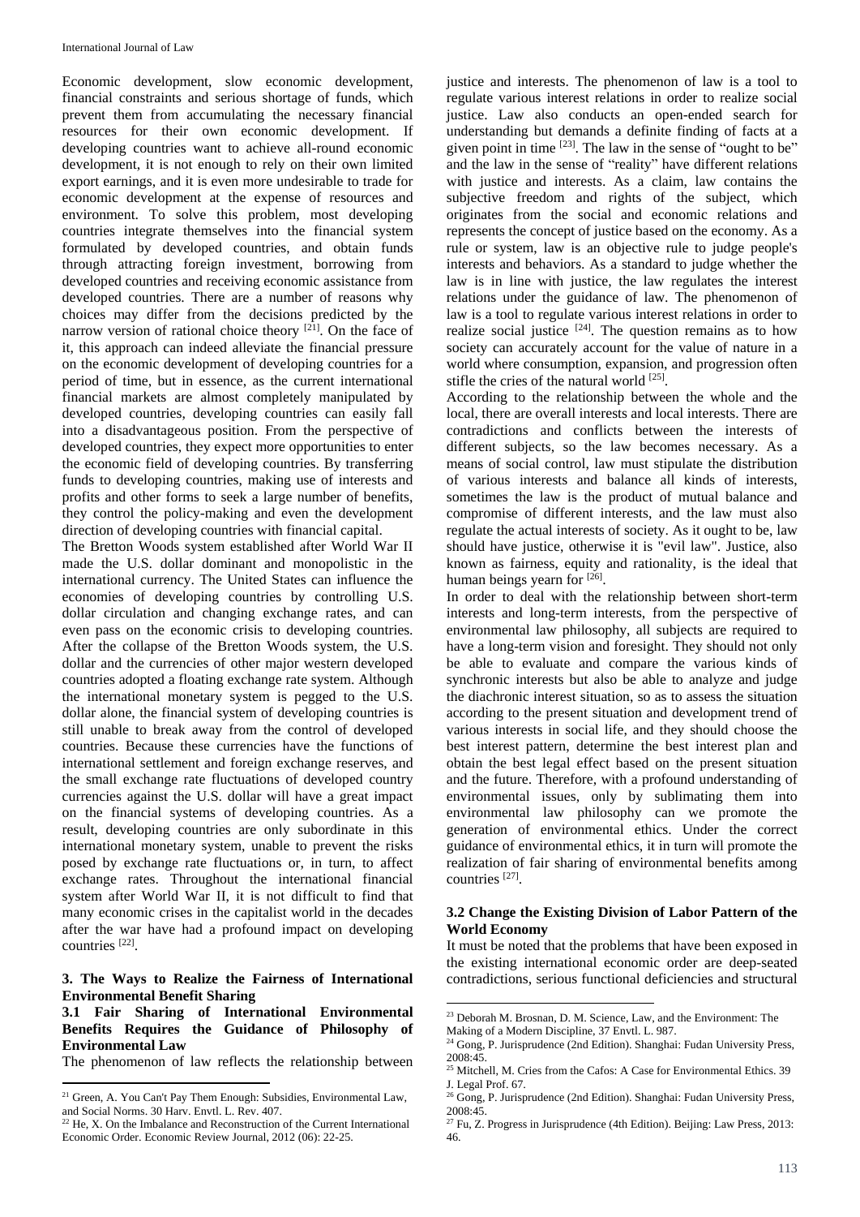Economic development, slow economic development, financial constraints and serious shortage of funds, which prevent them from accumulating the necessary financial resources for their own economic development. If developing countries want to achieve all-round economic development, it is not enough to rely on their own limited export earnings, and it is even more undesirable to trade for economic development at the expense of resources and environment. To solve this problem, most developing countries integrate themselves into the financial system formulated by developed countries, and obtain funds through attracting foreign investment, borrowing from developed countries and receiving economic assistance from developed countries. There are a number of reasons why choices may differ from the decisions predicted by the narrow version of rational choice theory [21]. On the face of it, this approach can indeed alleviate the financial pressure on the economic development of developing countries for a period of time, but in essence, as the current international financial markets are almost completely manipulated by developed countries, developing countries can easily fall into a disadvantageous position. From the perspective of developed countries, they expect more opportunities to enter the economic field of developing countries. By transferring funds to developing countries, making use of interests and profits and other forms to seek a large number of benefits, they control the policy-making and even the development direction of developing countries with financial capital.

The Bretton Woods system established after World War II made the U.S. dollar dominant and monopolistic in the international currency. The United States can influence the economies of developing countries by controlling U.S. dollar circulation and changing exchange rates, and can even pass on the economic crisis to developing countries. After the collapse of the Bretton Woods system, the U.S. dollar and the currencies of other major western developed countries adopted a floating exchange rate system. Although the international monetary system is pegged to the U.S. dollar alone, the financial system of developing countries is still unable to break away from the control of developed countries. Because these currencies have the functions of international settlement and foreign exchange reserves, and the small exchange rate fluctuations of developed country currencies against the U.S. dollar will have a great impact on the financial systems of developing countries. As a result, developing countries are only subordinate in this international monetary system, unable to prevent the risks posed by exchange rate fluctuations or, in turn, to affect exchange rates. Throughout the international financial system after World War II, it is not difficult to find that many economic crises in the capitalist world in the decades after the war have had a profound impact on developing countries [22].

## 3. The Ways to Realize the Fairness of International Environmental Benefit Sharing

### 3.1 Fair Sharing of International Environmental Benefits Requires the Guidance of Philosophy of Environmental Law

The phenomenon of law reflects the relationship between justice and interests. The phenomenon of law is a tool to regulate various interest relations in order to realize social justice. Law also conducts an open-ended search for understanding but demands a definite finding of facts at a given point in time [23]. The law in the sense of "ought to be" and the law in the sense of "reality" have different relations with justice and interests. As a claim, law contains the subjective freedom and rights of the subject, which originates from the social and economic relations and represents the concept of justice based on the economy. As a rule or system, law is an objective rule to judge people's interests and behaviors. As a standard to judge whether the law is in line with justice, the law regulates the interest relations under the guidance of law. The phenomenon of law is a tool to regulate various interest relations in order to realize social justice [24]. The question remains as to how society can accurately account for the value of nature in a world where consumption, expansion, and progression often stifle the cries of the natural world [25].

According to the relationship between the whole and the local, there are overall interests and local interests. There are contradictions and conflicts between the interests of different subjects, so the law becomes necessary. As a means of social control, law must stipulate the distribution of various interests and balance all kinds of interests, sometimes the law is the product of mutual balance and compromise of different interests, and the law must also regulate the actual interests of society. As it ought to be, law should have justice, otherwise it is "evil law". Justice, also known as fairness, equity and rationality, is the ideal that human beings yearn for [26].

In order to deal with the relationship between short-term interests and long-term interests, from the perspective of environmental law philosophy, all subjects are required to have a long-term vision and foresight. They should not only be able to evaluate and compare the various kinds of synchronic interests but also be able to analyze and judge the diachronic interest situation, so as to assess the situation according to the present situation and development trend of various interests in social life, and they should choose the best interest pattern, determine the best interest plan and obtain the best legal effect based on the present situation and the future. Therefore, with a profound understanding of environmental issues, only by sublimating them into environmental law philosophy can we promote the generation of environmental ethics. Under the correct guidance of environmental ethics, it in turn will promote the realization of fair sharing of environmental benefits among countries [27].

### 3.2 Change the Existing Division of Labor Pattern of the World Economy

It must be noted that the problems that have been exposed in the existing international economic order are deep-seated contradictions, serious functional deficiencies and structural

---

[21] Green, A. You Can't Pay Them Enough: Subsidies, Environmental Law, and Social Norms. 30 Harv. Envtl. L. Rev. 407.

[22] He, X. On the Imbalance and Reconstruction of the Current International Economic Order. Economic Review Journal, 2012 (06): 22-25.

[23] Deborah M. Brosnan, D. M. Science, Law, and the Environment: The Making of a Modern Discipline, 37 Envtl. L. 987.

[24] Gong, P. Jurisprudence (2nd Edition). Shanghai: Fudan University Press, 2008:45.

[25] Mitchell, M. Cries from the Cafos: A Case for Environmental Ethics. 39 J. Legal Prof. 67.

[26] Gong, P. Jurisprudence (2nd Edition). Shanghai: Fudan University Press, 2008:45.

[27] Fu, Z. Progress in Jurisprudence (4th Edition). Beijing: Law Press, 2013: 46.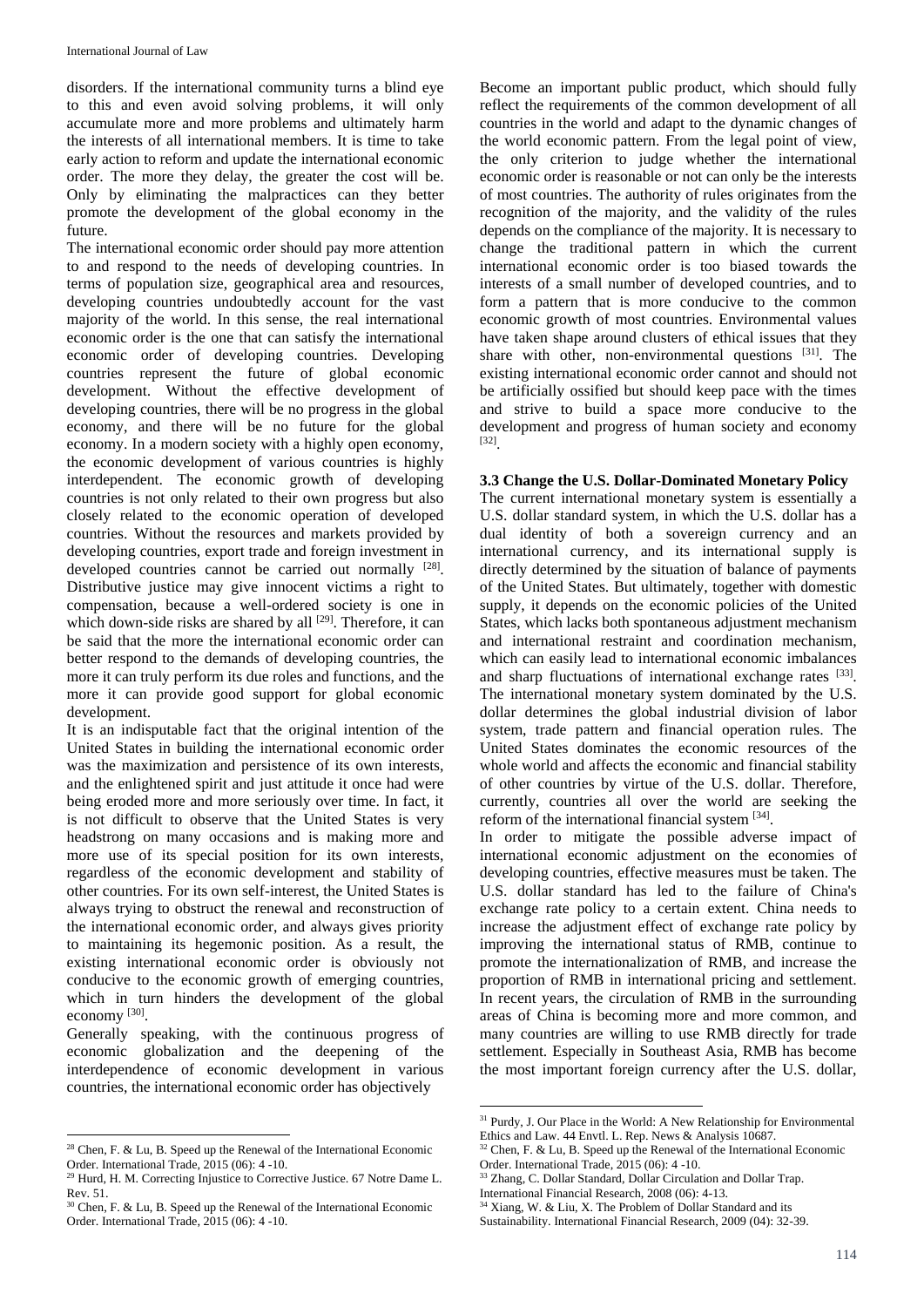disorders. If the international community turns a blind eye to this and even avoid solving problems, it will only accumulate more and more problems and ultimately harm the interests of all international members. It is time to take early action to reform and update the international economic order. The more they delay, the greater the cost will be. Only by eliminating the malpractices can they better promote the development of the global economy in the future.

The international economic order should pay more attention to and respond to the needs of developing countries. In terms of population size, geographical area and resources, developing countries undoubtedly account for the vast majority of the world. In this sense, the real international economic order is the one that can satisfy the international economic order of developing countries. Developing countries represent the future of global economic development. Without the effective development of developing countries, there will be no progress in the global economy, and there will be no future for the global economy. In a modern society with a highly open economy, the economic development of various countries is highly interdependent. The economic growth of developing countries is not only related to their own progress but also closely related to the economic operation of developed countries. Without the resources and markets provided by developing countries, export trade and foreign investment in developed countries cannot be carried out normally [28]. Distributive justice may give innocent victims a right to compensation, because a well-ordered society is one in which down-side risks are shared by all [29]. Therefore, it can be said that the more the international economic order can better respond to the demands of developing countries, the more it can truly perform its due roles and functions, and the more it can provide good support for global economic development.

It is an indisputable fact that the original intention of the United States in building the international economic order was the maximization and persistence of its own interests, and the enlightened spirit and just attitude it once had were being eroded more and more seriously over time. In fact, it is not difficult to observe that the United States is very headstrong on many occasions and is making more and more use of its special position for its own interests, regardless of the economic development and stability of other countries. For its own self-interest, the United States is always trying to obstruct the renewal and reconstruction of the international economic order, and always gives priority to maintaining its hegemonic position. As a result, the existing international economic order is obviously not conducive to the economic growth of emerging countries, which in turn hinders the development of the global economy [30].

Generally speaking, with the continuous progress of economic globalization and the deepening of the interdependence of economic development in various countries, the international economic order has objectively Become an important public product, which should fully reflect the requirements of the common development of all countries in the world and adapt to the dynamic changes of the world economic pattern. From the legal point of view, the only criterion to judge whether the international economic order is reasonable or not can only be the interests of most countries. The authority of rules originates from the recognition of the majority, and the validity of the rules depends on the compliance of the majority. It is necessary to change the traditional pattern in which the current international economic order is too biased towards the interests of a small number of developed countries, and to form a pattern that is more conducive to the common economic growth of most countries. Environmental values have taken shape around clusters of ethical issues that they share with other, non-environmental questions [31]. The existing international economic order cannot and should not be artificially ossified but should keep pace with the times and strive to build a space more conducive to the development and progress of human society and economy [32].

### 3.3 Change the U.S. Dollar-Dominated Monetary Policy

The current international monetary system is essentially a U.S. dollar standard system, in which the U.S. dollar has a dual identity of both a sovereign currency and an international currency, and its international supply is directly determined by the situation of balance of payments of the United States. But ultimately, together with domestic supply, it depends on the economic policies of the United States, which lacks both spontaneous adjustment mechanism and international restraint and coordination mechanism, which can easily lead to international economic imbalances and sharp fluctuations of international exchange rates [33]. The international monetary system dominated by the U.S. dollar determines the global industrial division of labor system, trade pattern and financial operation rules. The United States dominates the economic resources of the whole world and affects the economic and financial stability of other countries by virtue of the U.S. dollar. Therefore, currently, countries all over the world are seeking the reform of the international financial system [34].

In order to mitigate the possible adverse impact of international economic adjustment on the economies of developing countries, effective measures must be taken. The U.S. dollar standard has led to the failure of China's exchange rate policy to a certain extent. China needs to increase the adjustment effect of exchange rate policy by improving the international status of RMB, continue to promote the internationalization of RMB, and increase the proportion of RMB in international pricing and settlement. In recent years, the circulation of RMB in the surrounding areas of China is becoming more and more common, and many countries are willing to use RMB directly for trade settlement. Especially in Southeast Asia, RMB has become the most important foreign currency after the U.S. dollar,

---

[28] Chen, F. & Lu, B. Speed up the Renewal of the International Economic Order. International Trade, 2015 (06): 4 -10.

[29] Hurd, H. M. Correcting Injustice to Corrective Justice. 67 Notre Dame L. Rev. 51.

[30] Chen, F. & Lu, B. Speed up the Renewal of the International Economic Order. International Trade, 2015 (06): 4 -10.

[31] Purdy, J. Our Place in the World: A New Relationship for Environmental Ethics and Law. 44 Envtl. L. Rep. News & Analysis 10687.

[32] Chen, F. & Lu, B. Speed up the Renewal of the International Economic Order. International Trade, 2015 (06): 4 -10.

[33] Zhang, C. Dollar Standard, Dollar Circulation and Dollar Trap. International Financial Research, 2008 (06): 4-13.

[34] Xiang, W. & Liu, X. The Problem of Dollar Standard and its Sustainability. International Financial Research, 2009 (04): 32-39.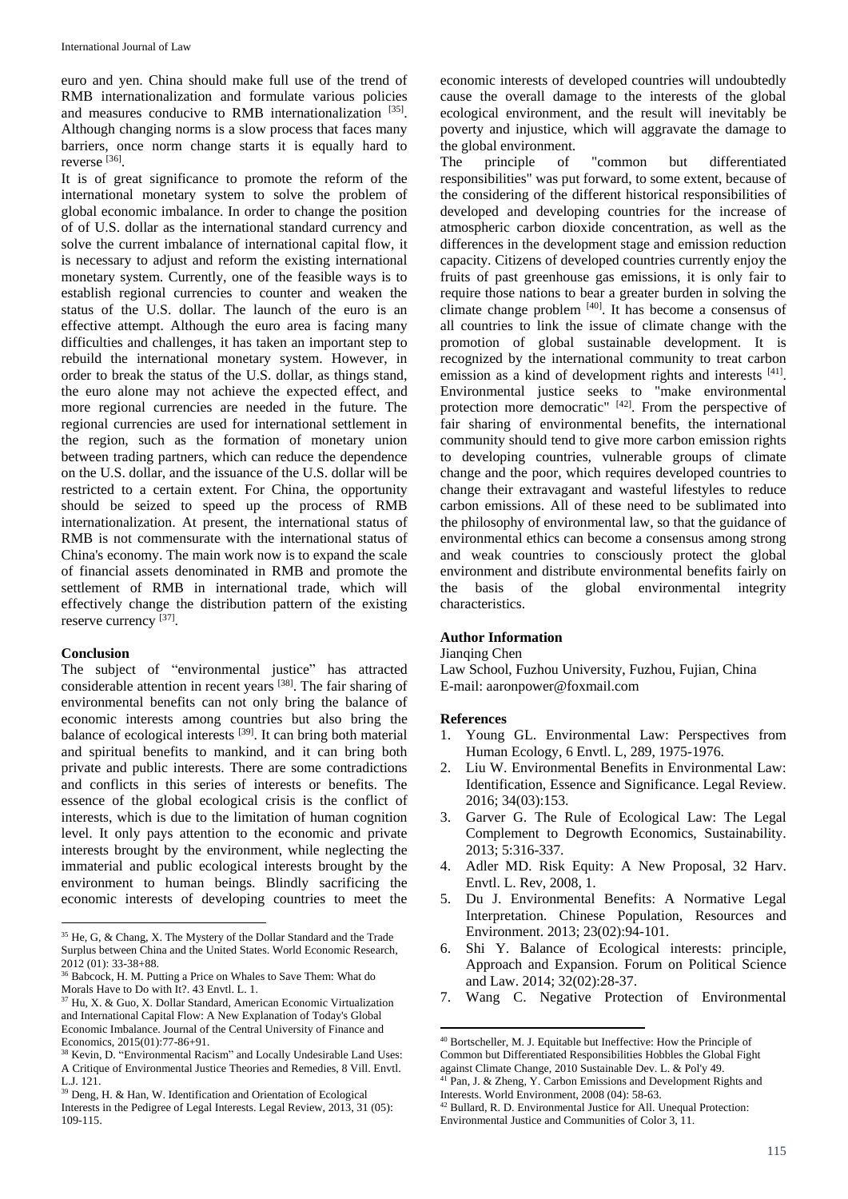euro and yen. China should make full use of the trend of RMB internationalization and formulate various policies and measures conducive to RMB internationalization [35]. Although changing norms is a slow process that faces many barriers, once norm change starts it is equally hard to reverse [36].

It is of great significance to promote the reform of the international monetary system to solve the problem of global economic imbalance. In order to change the position of of U.S. dollar as the international standard currency and solve the current imbalance of international capital flow, it is necessary to adjust and reform the existing international monetary system. Currently, one of the feasible ways is to establish regional currencies to counter and weaken the status of the U.S. dollar. The launch of the euro is an effective attempt. Although the euro area is facing many difficulties and challenges, it has taken an important step to rebuild the international monetary system. However, in order to break the status of the U.S. dollar, as things stand, the euro alone may not achieve the expected effect, and more regional currencies are needed in the future. The regional currencies are used for international settlement in the region, such as the formation of monetary union between trading partners, which can reduce the dependence on the U.S. dollar, and the issuance of the U.S. dollar will be restricted to a certain extent. For China, the opportunity should be seized to speed up the process of RMB internationalization. At present, the international status of RMB is not commensurate with the international status of China's economy. The main work now is to expand the scale of financial assets denominated in RMB and promote the settlement of RMB in international trade, which will effectively change the distribution pattern of the existing reserve currency [37].

## Conclusion

The subject of "environmental justice" has attracted considerable attention in recent years [38]. The fair sharing of environmental benefits can not only bring the balance of economic interests among countries but also bring the balance of ecological interests [39]. It can bring both material and spiritual benefits to mankind, and it can bring both private and public interests. There are some contradictions and conflicts in this series of interests or benefits. The essence of the global ecological crisis is the conflict of interests, which is due to the limitation of human cognition level. It only pays attention to the economic and private interests brought by the environment, while neglecting the immaterial and public ecological interests brought by the environment to human beings. Blindly sacrificing the economic interests of developing countries to meet the economic interests of developed countries will undoubtedly cause the overall damage to the interests of the global ecological environment, and the result will inevitably be poverty and injustice, which will aggravate the damage to the global environment.

The principle of "common but differentiated responsibilities" was put forward, to some extent, because of the considering of the different historical responsibilities of developed and developing countries for the increase of atmospheric carbon dioxide concentration, as well as the differences in the development stage and emission reduction capacity. Citizens of developed countries currently enjoy the fruits of past greenhouse gas emissions, it is only fair to require those nations to bear a greater burden in solving the climate change problem [40]. It has become a consensus of all countries to link the issue of climate change with the promotion of global sustainable development. It is recognized by the international community to treat carbon emission as a kind of development rights and interests [41]. Environmental justice seeks to "make environmental protection more democratic" [42]. From the perspective of fair sharing of environmental benefits, the international community should tend to give more carbon emission rights to developing countries, vulnerable groups of climate change and the poor, which requires developed countries to change their extravagant and wasteful lifestyles to reduce carbon emissions. All of these need to be sublimated into the philosophy of environmental law, so that the guidance of environmental ethics can become a consensus among strong and weak countries to consciously protect the global environment and distribute environmental benefits fairly on the basis of the global environmental integrity characteristics.

## Author Information

Jianqing Chen
Law School, Fuzhou University, Fuzhou, Fujian, China
E-mail: aaronpower@foxmail.com

## References

1. Young GL. Environmental Law: Perspectives from Human Ecology, 6 Envtl. L, 289, 1975-1976.
2. Liu W. Environmental Benefits in Environmental Law: Identification, Essence and Significance. Legal Review. 2016; 34(03):153.
3. Garver G. The Rule of Ecological Law: The Legal Complement to Degrowth Economics, Sustainability. 2013; 5:316-337.
4. Adler MD. Risk Equity: A New Proposal, 32 Harv. Envtl. L. Rev, 2008, 1.
5. Du J. Environmental Benefits: A Normative Legal Interpretation. Chinese Population, Resources and Environment. 2013; 23(02):94-101.
6. Shi Y. Balance of Ecological interests: principle, Approach and Expansion. Forum on Political Science and Law. 2014; 32(02):28-37.
7. Wang C. Negative Protection of Environmental

---

[35] He, G, & Chang, X. The Mystery of the Dollar Standard and the Trade Surplus between China and the United States. World Economic Research, 2012 (01): 33-38+88.

[36] Babcock, H. M. Putting a Price on Whales to Save Them: What do Morals Have to Do with It?. 43 Envtl. L. 1.

[37] Hu, X. & Guo, X. Dollar Standard, American Economic Virtualization and International Capital Flow: A New Explanation of Today's Global Economic Imbalance. Journal of the Central University of Finance and Economics, 2015(01):77-86+91.

[38] Kevin, D. "Environmental Racism" and Locally Undesirable Land Uses: A Critique of Environmental Justice Theories and Remedies, 8 Vill. Envtl. L.J. 121.

[39] Deng, H. & Han, W. Identification and Orientation of Ecological Interests in the Pedigree of Legal Interests. Legal Review, 2013, 31 (05): 109-115.

[40] Bortscheller, M. J. Equitable but Ineffective: How the Principle of Common but Differentiated Responsibilities Hobbles the Global Fight against Climate Change, 2010 Sustainable Dev. L. & Pol'y 49.

[41] Pan, J. & Zheng, Y. Carbon Emissions and Development Rights and Interests. World Environment, 2008 (04): 58-63.

[42] Bullard, R. D. Environmental Justice for All. Unequal Protection: Environmental Justice and Communities of Color 3, 11.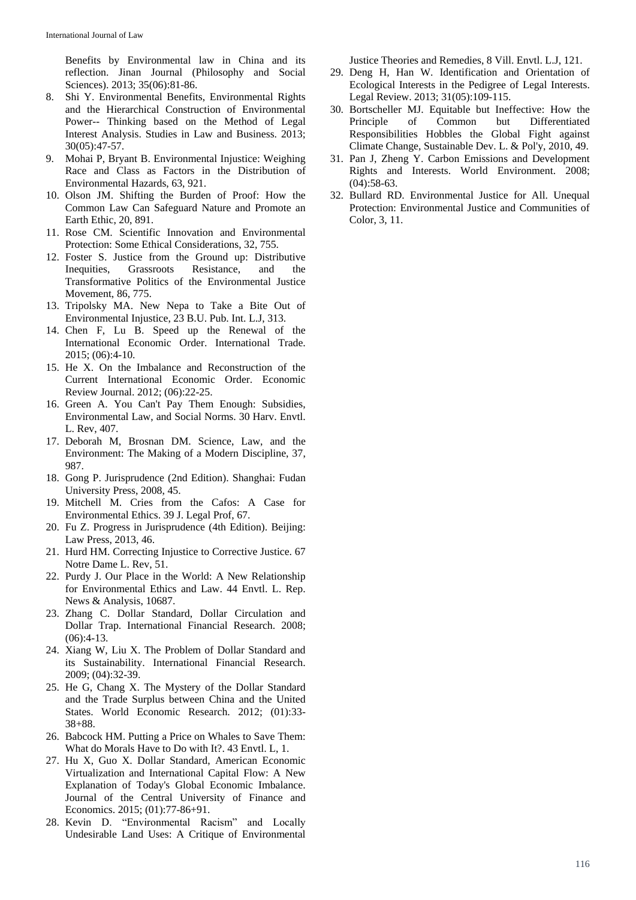Benefits by Environmental law in China and its reflection. Jinan Journal (Philosophy and Social Sciences). 2013; 35(06):81-86.

8. Shi Y. Environmental Benefits, Environmental Rights and the Hierarchical Construction of Environmental Power-- Thinking based on the Method of Legal Interest Analysis. Studies in Law and Business. 2013; 30(05):47-57.
9. Mohai P, Bryant B. Environmental Injustice: Weighing Race and Class as Factors in the Distribution of Environmental Hazards, 63, 921.
10. Olson JM. Shifting the Burden of Proof: How the Common Law Can Safeguard Nature and Promote an Earth Ethic, 20, 891.
11. Rose CM. Scientific Innovation and Environmental Protection: Some Ethical Considerations, 32, 755.
12. Foster S. Justice from the Ground up: Distributive Inequities, Grassroots Resistance, and the Transformative Politics of the Environmental Justice Movement, 86, 775.
13. Tripolsky MA. New Nepa to Take a Bite Out of Environmental Injustice, 23 B.U. Pub. Int. L.J, 313.
14. Chen F, Lu B. Speed up the Renewal of the International Economic Order. International Trade. 2015; (06):4-10.
15. He X. On the Imbalance and Reconstruction of the Current International Economic Order. Economic Review Journal. 2012; (06):22-25.
16. Green A. You Can't Pay Them Enough: Subsidies, Environmental Law, and Social Norms. 30 Harv. Envtl. L. Rev, 407.
17. Deborah M, Brosnan DM. Science, Law, and the Environment: The Making of a Modern Discipline, 37, 987.
18. Gong P. Jurisprudence (2nd Edition). Shanghai: Fudan University Press, 2008, 45.
19. Mitchell M. Cries from the Cafos: A Case for Environmental Ethics. 39 J. Legal Prof, 67.
20. Fu Z. Progress in Jurisprudence (4th Edition). Beijing: Law Press, 2013, 46.
21. Hurd HM. Correcting Injustice to Corrective Justice. 67 Notre Dame L. Rev, 51.
22. Purdy J. Our Place in the World: A New Relationship for Environmental Ethics and Law. 44 Envtl. L. Rep. News & Analysis, 10687.
23. Zhang C. Dollar Standard, Dollar Circulation and Dollar Trap. International Financial Research. 2008; (06):4-13.
24. Xiang W, Liu X. The Problem of Dollar Standard and its Sustainability. International Financial Research. 2009; (04):32-39.
25. He G, Chang X. The Mystery of the Dollar Standard and the Trade Surplus between China and the United States. World Economic Research. 2012; (01):33-38+88.
26. Babcock HM. Putting a Price on Whales to Save Them: What do Morals Have to Do with It?. 43 Envtl. L, 1.
27. Hu X, Guo X. Dollar Standard, American Economic Virtualization and International Capital Flow: A New Explanation of Today's Global Economic Imbalance. Journal of the Central University of Finance and Economics. 2015; (01):77-86+91.
28. Kevin D. "Environmental Racism" and Locally Undesirable Land Uses: A Critique of Environmental Justice Theories and Remedies, 8 Vill. Envtl. L.J, 121.
29. Deng H, Han W. Identification and Orientation of Ecological Interests in the Pedigree of Legal Interests. Legal Review. 2013; 31(05):109-115.
30. Bortscheller MJ. Equitable but Ineffective: How the Principle of Common but Differentiated Responsibilities Hobbles the Global Fight against Climate Change, Sustainable Dev. L. & Pol'y, 2010, 49.
31. Pan J, Zheng Y. Carbon Emissions and Development Rights and Interests. World Environment. 2008; (04):58-63.
32. Bullard RD. Environmental Justice for All. Unequal Protection: Environmental Justice and Communities of Color, 3, 11.